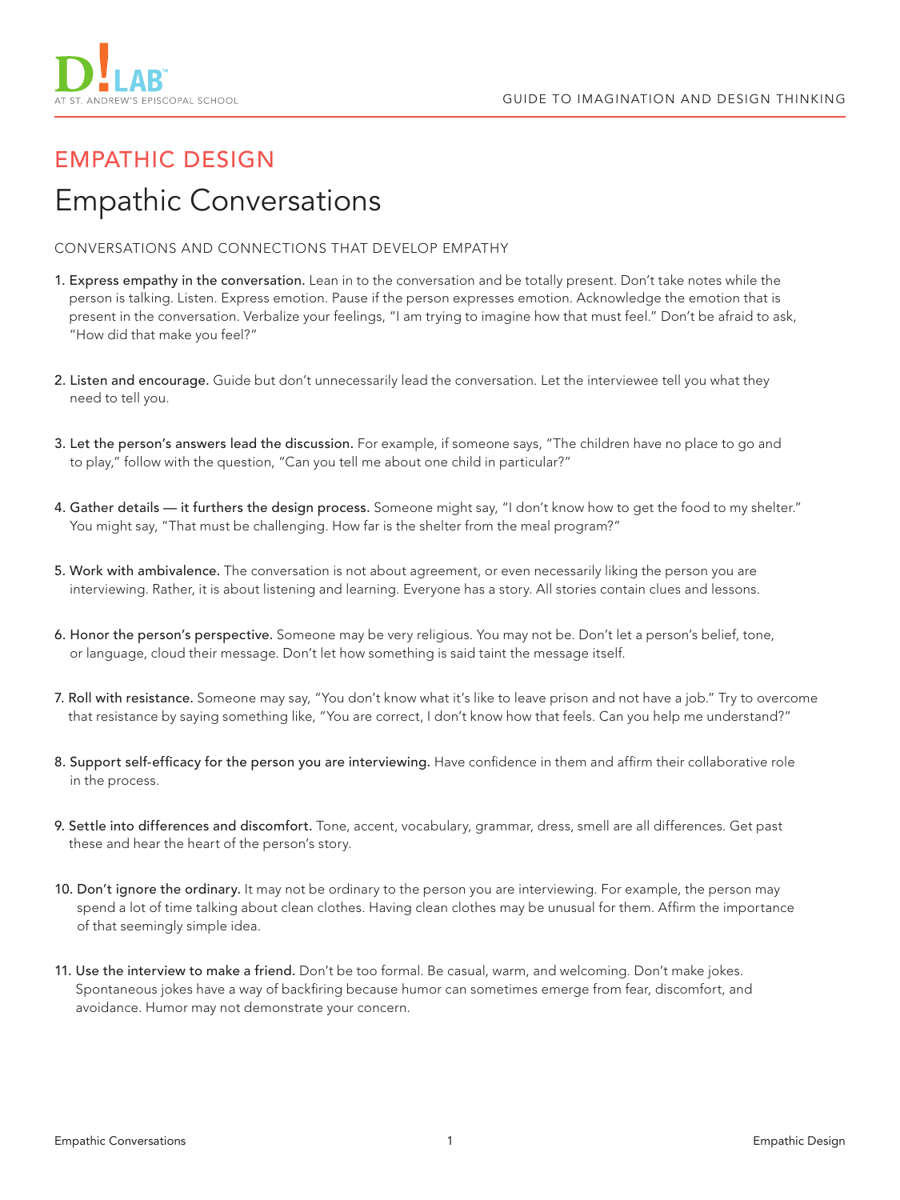## EMPATHIC DESIGN

# Empathic Conversations

CONVERSATIONS AND CONNECTIONS THAT DEVELOP EMPATHY

1. **Express empathy in the conversation.** Lean in to the conversation and be totally present. Don't take notes while the person is talking. Listen. Express emotion. Pause if the person expresses emotion. Acknowledge the emotion that is present in the conversation. Verbalize your feelings, "I am trying to imagine how that must feel." Don't be afraid to ask, "How did that make you feel?"

2. **Listen and encourage.** Guide but don't unnecessarily lead the conversation. Let the interviewee tell you what they need to tell you.

3. **Let the person's answers lead the discussion.** For example, if someone says, "The children have no place to go and to play," follow with the question, "Can you tell me about one child in particular?"

4. **Gather details — it furthers the design process.** Someone might say, "I don't know how to get the food to my shelter." You might say, "That must be challenging. How far is the shelter from the meal program?"

5. **Work with ambivalence.** The conversation is not about agreement, or even necessarily liking the person you are interviewing. Rather, it is about listening and learning. Everyone has a story. All stories contain clues and lessons.

6. **Honor the person's perspective.** Someone may be very religious. You may not be. Don't let a person's belief, tone, or language, cloud their message. Don't let how something is said taint the message itself.

7. **Roll with resistance.** Someone may say, "You don't know what it's like to leave prison and not have a job." Try to overcome that resistance by saying something like, "You are correct, I don't know how that feels. Can you help me understand?"

8. **Support self-efficacy for the person you are interviewing.** Have confidence in them and affirm their collaborative role in the process.

9. **Settle into differences and discomfort.** Tone, accent, vocabulary, grammar, dress, smell are all differences. Get past these and hear the heart of the person's story.

10. **Don't ignore the ordinary.** It may not be ordinary to the person you are interviewing. For example, the person may spend a lot of time talking about clean clothes. Having clean clothes may be unusual for them. Affirm the importance of that seemingly simple idea.

11. **Use the interview to make a friend.** Don't be too formal. Be casual, warm, and welcoming. Don't make jokes. Spontaneous jokes have a way of backfiring because humor can sometimes emerge from fear, discomfort, and avoidance. Humor may not demonstrate your concern.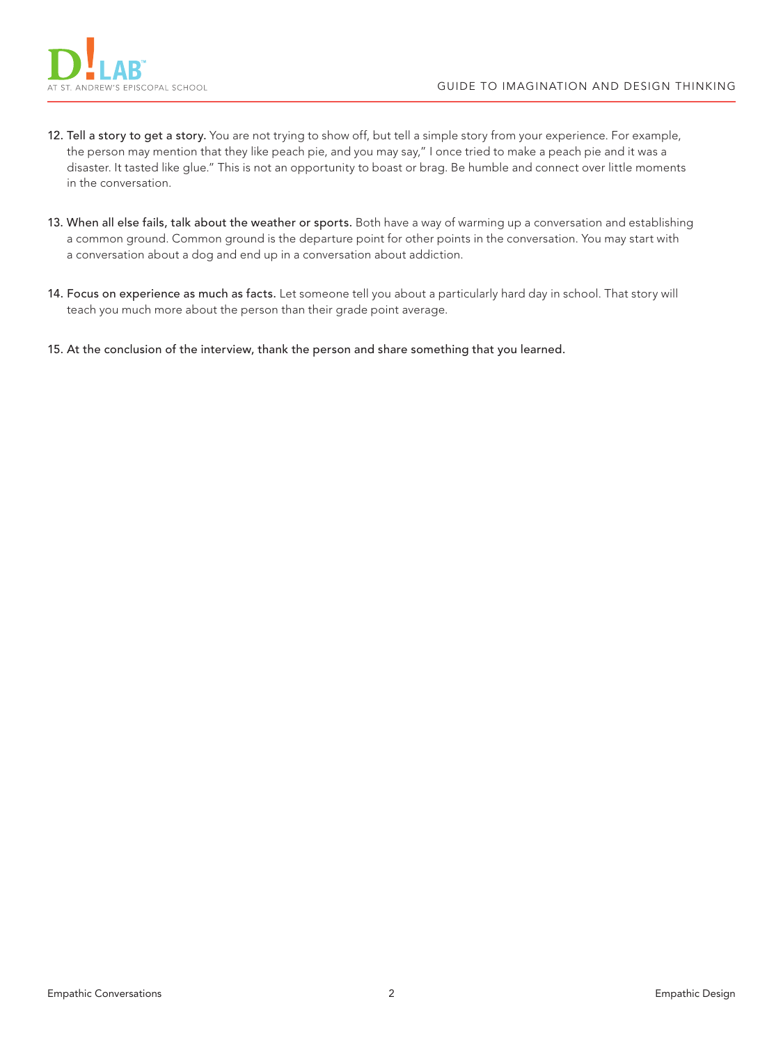12. **Tell a story to get a story.** You are not trying to show off, but tell a simple story from your experience. For example, the person may mention that they like peach pie, and you may say," I once tried to make a peach pie and it was a disaster. It tasted like glue." This is not an opportunity to boast or brag. Be humble and connect over little moments in the conversation.

13. **When all else fails, talk about the weather or sports.** Both have a way of warming up a conversation and establishing a common ground. Common ground is the departure point for other points in the conversation. You may start with a conversation about a dog and end up in a conversation about addiction.

14. **Focus on experience as much as facts.** Let someone tell you about a particularly hard day in school. That story will teach you much more about the person than their grade point average.

15. **At the conclusion of the interview, thank the person and share something that you learned.**